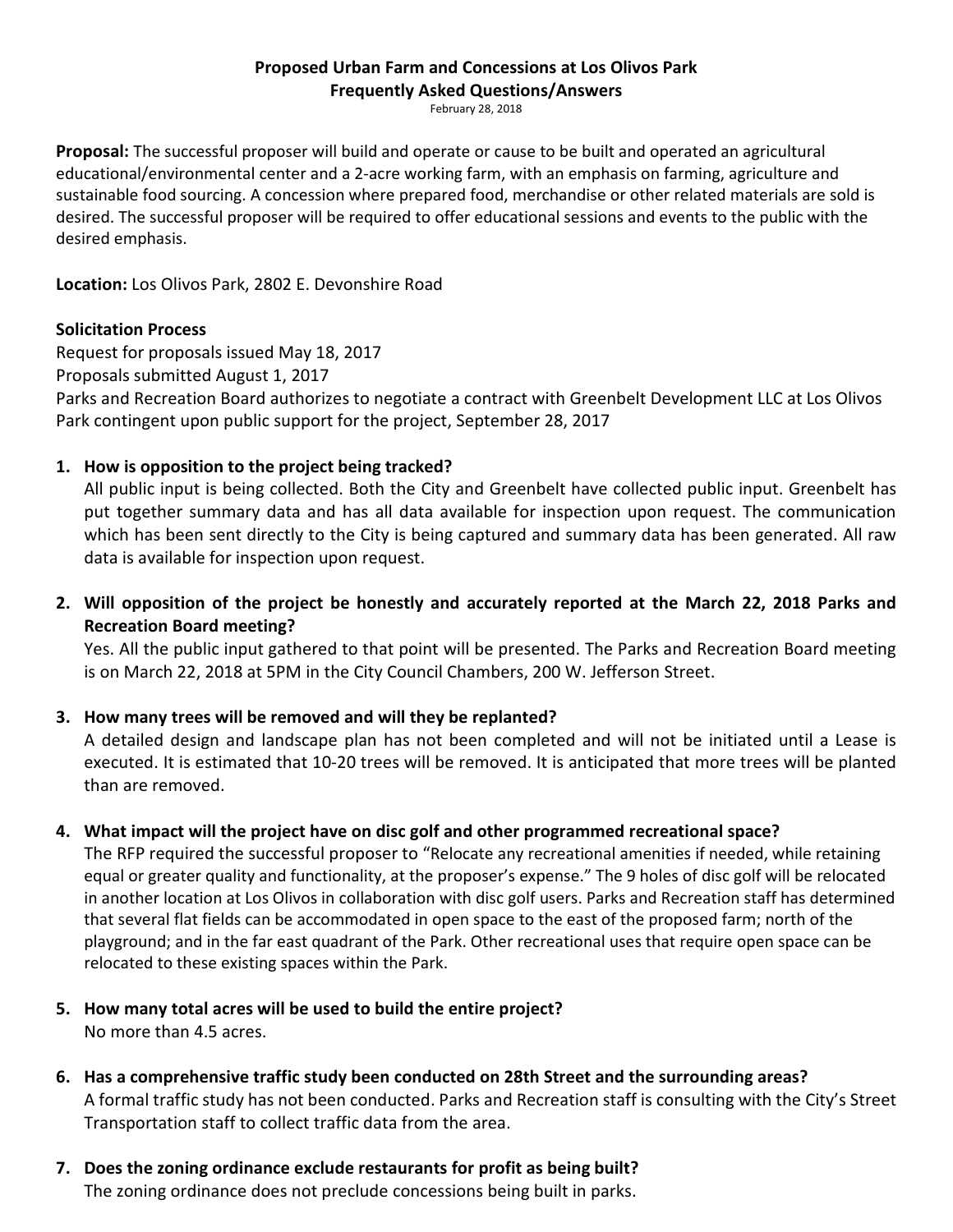# Proposed Urban Farm and Concessions at Los Olivos Park
## Frequently Asked Questions/Answers

February 28, 2018

**Proposal:** The successful proposer will build and operate or cause to be built and operated an agricultural educational/environmental center and a 2-acre working farm, with an emphasis on farming, agriculture and sustainable food sourcing. A concession where prepared food, merchandise or other related materials are sold is desired. The successful proposer will be required to offer educational sessions and events to the public with the desired emphasis.

**Location:** Los Olivos Park, 2802 E. Devonshire Road

**Solicitation Process**

Request for proposals issued May 18, 2017

Proposals submitted August 1, 2017

Parks and Recreation Board authorizes to negotiate a contract with Greenbelt Development LLC at Los Olivos Park contingent upon public support for the project, September 28, 2017

1. **How is opposition to the project being tracked?**
   All public input is being collected. Both the City and Greenbelt have collected public input. Greenbelt has put together summary data and has all data available for inspection upon request. The communication which has been sent directly to the City is being captured and summary data has been generated. All raw data is available for inspection upon request.

2. **Will opposition of the project be honestly and accurately reported at the March 22, 2018 Parks and Recreation Board meeting?**
   Yes. All the public input gathered to that point will be presented. The Parks and Recreation Board meeting is on March 22, 2018 at 5PM in the City Council Chambers, 200 W. Jefferson Street.

3. **How many trees will be removed and will they be replanted?**
   A detailed design and landscape plan has not been completed and will not be initiated until a Lease is executed. It is estimated that 10-20 trees will be removed. It is anticipated that more trees will be planted than are removed.

4. **What impact will the project have on disc golf and other programmed recreational space?**
   The RFP required the successful proposer to "Relocate any recreational amenities if needed, while retaining equal or greater quality and functionality, at the proposer's expense." The 9 holes of disc golf will be relocated in another location at Los Olivos in collaboration with disc golf users. Parks and Recreation staff has determined that several flat fields can be accommodated in open space to the east of the proposed farm; north of the playground; and in the far east quadrant of the Park. Other recreational uses that require open space can be relocated to these existing spaces within the Park.

5. **How many total acres will be used to build the entire project?**
   No more than 4.5 acres.

6. **Has a comprehensive traffic study been conducted on 28th Street and the surrounding areas?**
   A formal traffic study has not been conducted. Parks and Recreation staff is consulting with the City's Street Transportation staff to collect traffic data from the area.

7. **Does the zoning ordinance exclude restaurants for profit as being built?**
   The zoning ordinance does not preclude concessions being built in parks.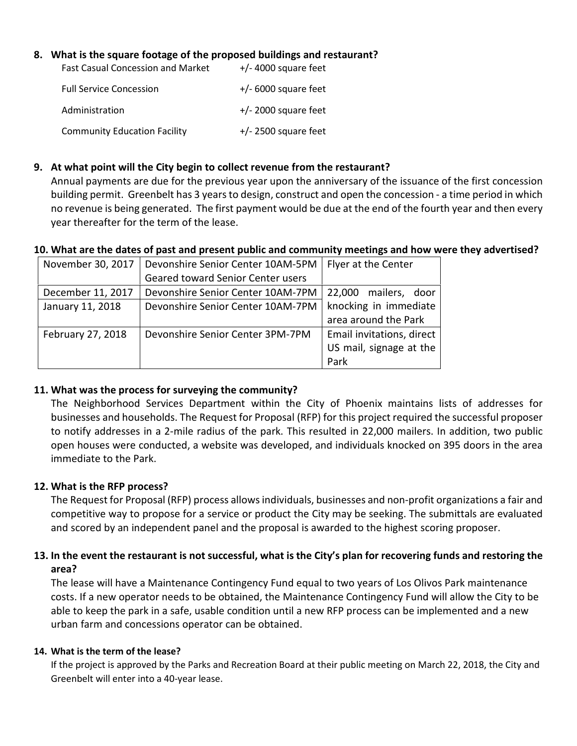**8. What is the square footage of the proposed buildings and restaurant?**

| | |
|---|---|
| Fast Casual Concession and Market | +/- 4000 square feet |
| Full Service Concession | +/- 6000 square feet |
| Administration | +/- 2000 square feet |
| Community Education Facility | +/- 2500 square feet |

**9. At what point will the City begin to collect revenue from the restaurant?**

Annual payments are due for the previous year upon the anniversary of the issuance of the first concession building permit. Greenbelt has 3 years to design, construct and open the concession - a time period in which no revenue is being generated. The first payment would be due at the end of the fourth year and then every year thereafter for the term of the lease.

**10. What are the dates of past and present public and community meetings and how were they advertised?**

| | | |
|---|---|---|
| November 30, 2017 | Devonshire Senior Center 10AM-5PM Geared toward Senior Center users | Flyer at the Center |
| December 11, 2017 | Devonshire Senior Center 10AM-7PM | 22,000 mailers, door knocking in immediate area around the Park |
| January 11, 2018 | Devonshire Senior Center 10AM-7PM | |
| February 27, 2018 | Devonshire Senior Center 3PM-7PM | Email invitations, direct US mail, signage at the Park |

**11. What was the process for surveying the community?**

The Neighborhood Services Department within the City of Phoenix maintains lists of addresses for businesses and households. The Request for Proposal (RFP) for this project required the successful proposer to notify addresses in a 2-mile radius of the park. This resulted in 22,000 mailers. In addition, two public open houses were conducted, a website was developed, and individuals knocked on 395 doors in the area immediate to the Park.

**12. What is the RFP process?**

The Request for Proposal (RFP) process allows individuals, businesses and non-profit organizations a fair and competitive way to propose for a service or product the City may be seeking. The submittals are evaluated and scored by an independent panel and the proposal is awarded to the highest scoring proposer.

**13. In the event the restaurant is not successful, what is the City's plan for recovering funds and restoring the area?**

The lease will have a Maintenance Contingency Fund equal to two years of Los Olivos Park maintenance costs. If a new operator needs to be obtained, the Maintenance Contingency Fund will allow the City to be able to keep the park in a safe, usable condition until a new RFP process can be implemented and a new urban farm and concessions operator can be obtained.

**14. What is the term of the lease?**

If the project is approved by the Parks and Recreation Board at their public meeting on March 22, 2018, the City and Greenbelt will enter into a 40-year lease.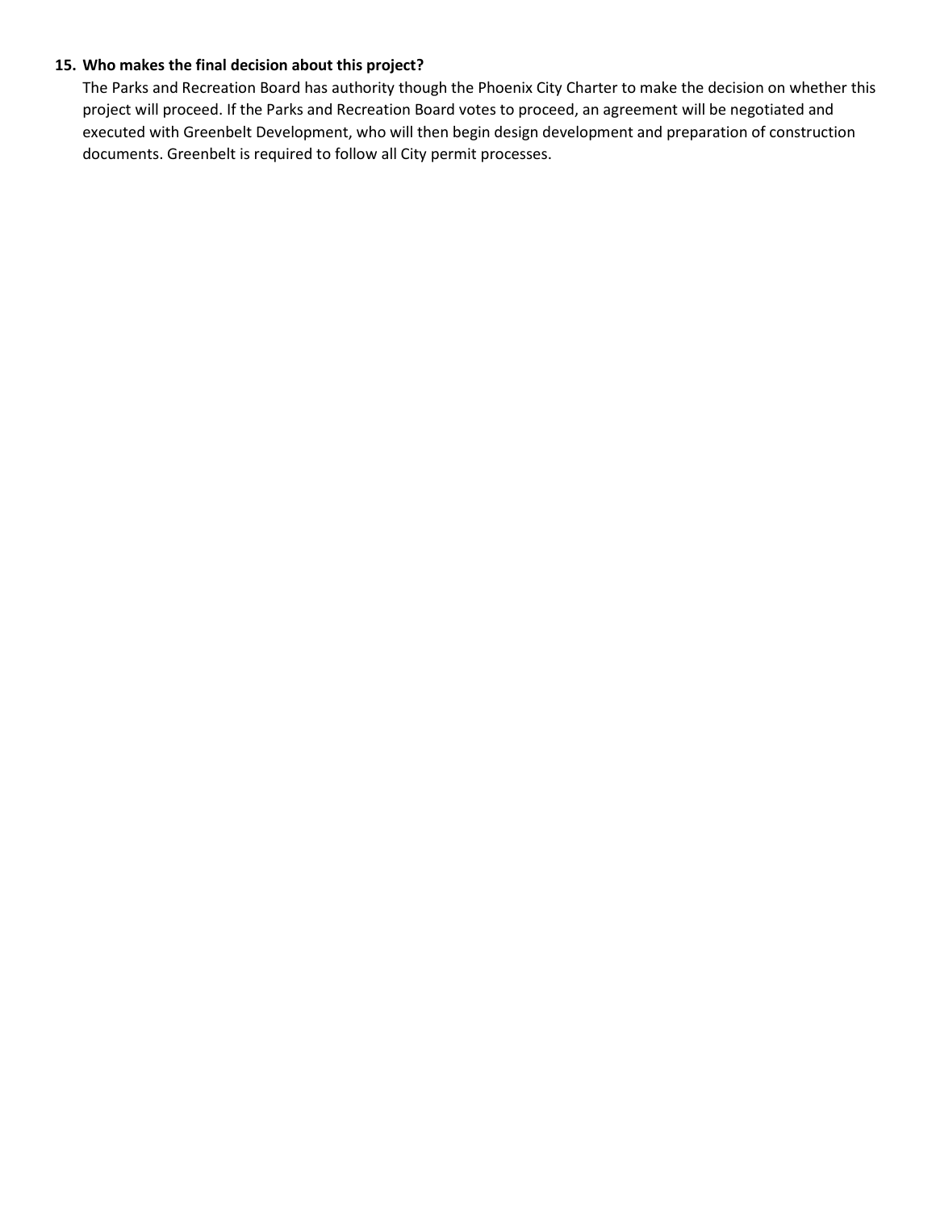15. **Who makes the final decision about this project?**

    The Parks and Recreation Board has authority though the Phoenix City Charter to make the decision on whether this project will proceed. If the Parks and Recreation Board votes to proceed, an agreement will be negotiated and executed with Greenbelt Development, who will then begin design development and preparation of construction documents. Greenbelt is required to follow all City permit processes.